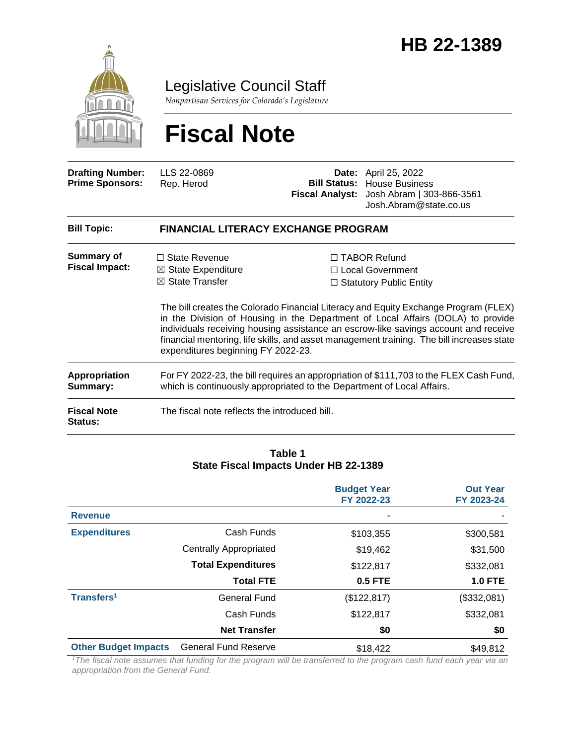# HB 22-1389

## Legislative Council Staff

*Nonpartisan Services for Colorado's Legislature*

# Fiscal Note

| | | | |
|---|---|---|---|
| **Drafting Number:** | LLS 22-0869 | **Date:** | April 25, 2022 |
| **Prime Sponsors:** | Rep. Herod | **Bill Status:** | House Business |
| | | **Fiscal Analyst:** | Josh Abram \| 303-866-3561<br>Josh.Abram@state.co.us |

**Bill Topic:** **FINANCIAL LITERACY EXCHANGE PROGRAM**

**Summary of Fiscal Impact:**

☐ State Revenue
☒ State Expenditure
☒ State Transfer
☐ TABOR Refund
☐ Local Government
☐ Statutory Public Entity

The bill creates the Colorado Financial Literacy and Equity Exchange Program (FLEX) in the Division of Housing in the Department of Local Affairs (DOLA) to provide individuals receiving housing assistance an escrow-like savings account and receive financial mentoring, life skills, and asset management training. The bill increases state expenditures beginning FY 2022-23.

**Appropriation Summary:** For FY 2022-23, the bill requires an appropriation of $111,703 to the FLEX Cash Fund, which is continuously appropriated to the Department of Local Affairs.

**Fiscal Note Status:** The fiscal note reflects the introduced bill.

**Table 1**
**State Fiscal Impacts Under HB 22-1389**

| | | Budget Year FY 2022-23 | Out Year FY 2023-24 |
|---|---|---|---|
| **Revenue** | | - | - |
| **Expenditures** | Cash Funds | $103,355 | $300,581 |
| | Centrally Appropriated | $19,462 | $31,500 |
| | **Total Expenditures** | $122,817 | $332,081 |
| | **Total FTE** | **0.5 FTE** | **1.0 FTE** |
| **Transfers**[1] | General Fund | ($122,817) | ($332,081) |
| | Cash Funds | $122,817 | $332,081 |
| | **Net Transfer** | **$0** | **$0** |
| **Other Budget Impacts** | General Fund Reserve | $18,422 | $49,812 |

[1] *The fiscal note assumes that funding for the program will be transferred to the program cash fund each year via an appropriation from the General Fund.*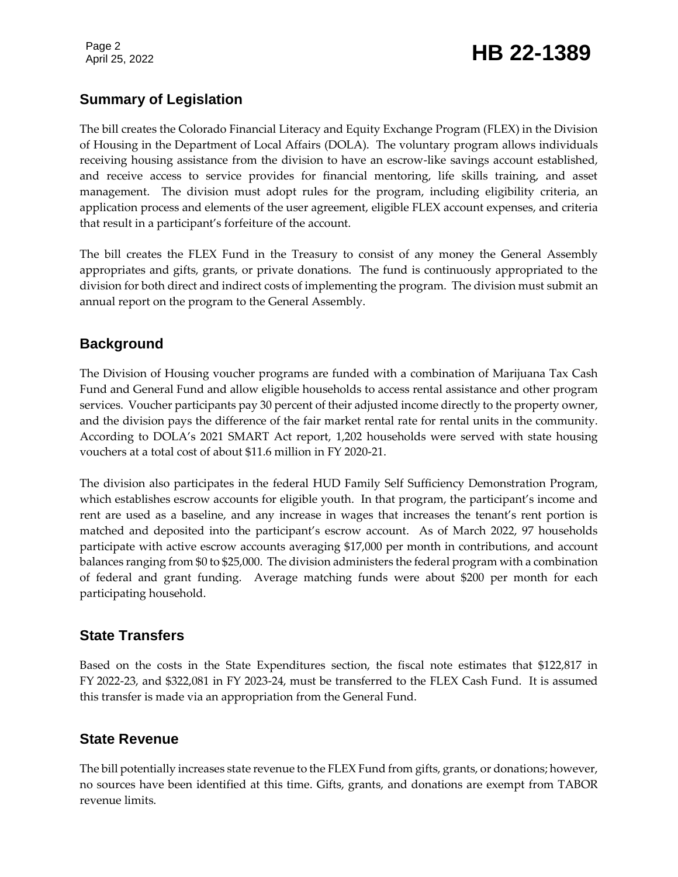## Summary of Legislation

The bill creates the Colorado Financial Literacy and Equity Exchange Program (FLEX) in the Division of Housing in the Department of Local Affairs (DOLA). The voluntary program allows individuals receiving housing assistance from the division to have an escrow-like savings account established, and receive access to service provides for financial mentoring, life skills training, and asset management. The division must adopt rules for the program, including eligibility criteria, an application process and elements of the user agreement, eligible FLEX account expenses, and criteria that result in a participant's forfeiture of the account.

The bill creates the FLEX Fund in the Treasury to consist of any money the General Assembly appropriates and gifts, grants, or private donations. The fund is continuously appropriated to the division for both direct and indirect costs of implementing the program. The division must submit an annual report on the program to the General Assembly.

## Background

The Division of Housing voucher programs are funded with a combination of Marijuana Tax Cash Fund and General Fund and allow eligible households to access rental assistance and other program services. Voucher participants pay 30 percent of their adjusted income directly to the property owner, and the division pays the difference of the fair market rental rate for rental units in the community. According to DOLA's 2021 SMART Act report, 1,202 households were served with state housing vouchers at a total cost of about $11.6 million in FY 2020-21.

The division also participates in the federal HUD Family Self Sufficiency Demonstration Program, which establishes escrow accounts for eligible youth. In that program, the participant's income and rent are used as a baseline, and any increase in wages that increases the tenant's rent portion is matched and deposited into the participant's escrow account. As of March 2022, 97 households participate with active escrow accounts averaging $17,000 per month in contributions, and account balances ranging from $0 to $25,000. The division administers the federal program with a combination of federal and grant funding. Average matching funds were about $200 per month for each participating household.

## State Transfers

Based on the costs in the State Expenditures section, the fiscal note estimates that $122,817 in FY 2022-23, and $322,081 in FY 2023-24, must be transferred to the FLEX Cash Fund. It is assumed this transfer is made via an appropriation from the General Fund.

## State Revenue

The bill potentially increases state revenue to the FLEX Fund from gifts, grants, or donations; however, no sources have been identified at this time. Gifts, grants, and donations are exempt from TABOR revenue limits.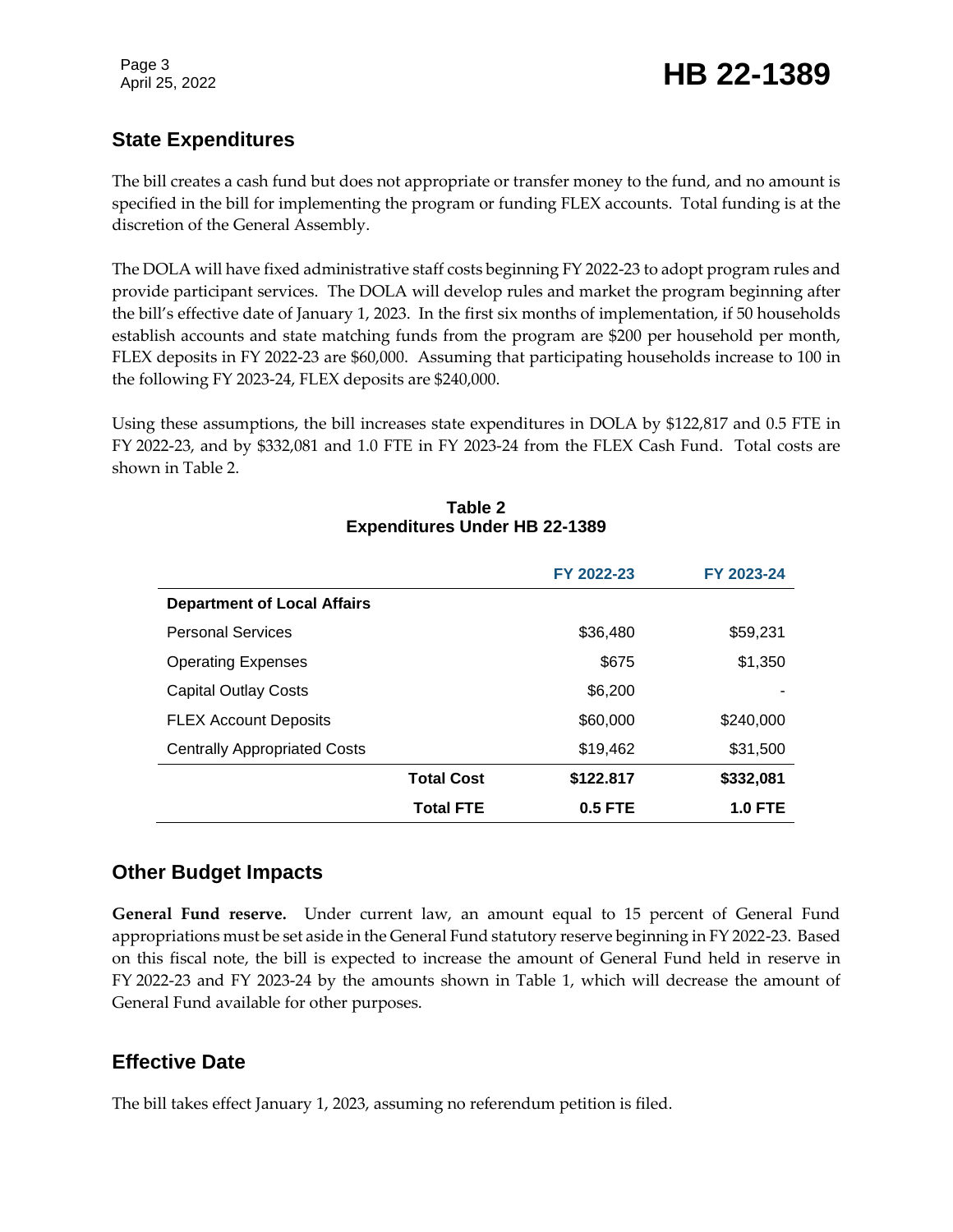## State Expenditures

The bill creates a cash fund but does not appropriate or transfer money to the fund, and no amount is specified in the bill for implementing the program or funding FLEX accounts. Total funding is at the discretion of the General Assembly.

The DOLA will have fixed administrative staff costs beginning FY 2022-23 to adopt program rules and provide participant services. The DOLA will develop rules and market the program beginning after the bill's effective date of January 1, 2023. In the first six months of implementation, if 50 households establish accounts and state matching funds from the program are $200 per household per month, FLEX deposits in FY 2022-23 are $60,000. Assuming that participating households increase to 100 in the following FY 2023-24, FLEX deposits are $240,000.

Using these assumptions, the bill increases state expenditures in DOLA by $122,817 and 0.5 FTE in FY 2022-23, and by $332,081 and 1.0 FTE in FY 2023-24 from the FLEX Cash Fund. Total costs are shown in Table 2.

**Table 2**
**Expenditures Under HB 22-1389**

| | | FY 2022-23 | FY 2023-24 |
|---|---|---|---|
| **Department of Local Affairs** | | | |
| Personal Services | | $36,480 | $59,231 |
| Operating Expenses | | $675 | $1,350 |
| Capital Outlay Costs | | $6,200 | - |
| FLEX Account Deposits | | $60,000 | $240,000 |
| Centrally Appropriated Costs | | $19,462 | $31,500 |
| | **Total Cost** | **$122.817** | **$332,081** |
| | **Total FTE** | **0.5 FTE** | **1.0 FTE** |

## Other Budget Impacts

**General Fund reserve.** Under current law, an amount equal to 15 percent of General Fund appropriations must be set aside in the General Fund statutory reserve beginning in FY 2022-23. Based on this fiscal note, the bill is expected to increase the amount of General Fund held in reserve in FY 2022-23 and FY 2023-24 by the amounts shown in Table 1, which will decrease the amount of General Fund available for other purposes.

## Effective Date

The bill takes effect January 1, 2023, assuming no referendum petition is filed.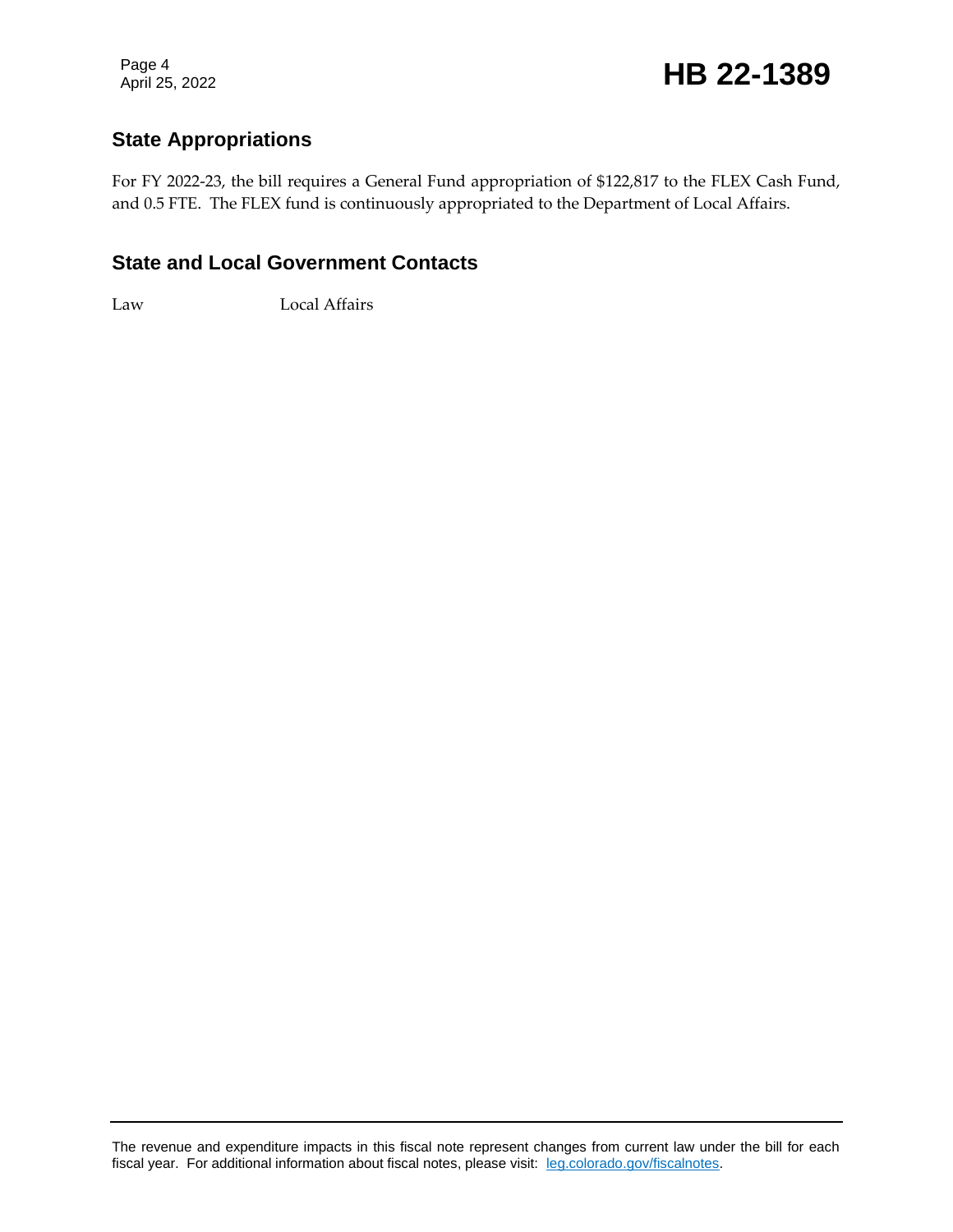## State Appropriations

For FY 2022-23, the bill requires a General Fund appropriation of $122,817 to the FLEX Cash Fund, and 0.5 FTE. The FLEX fund is continuously appropriated to the Department of Local Affairs.

## State and Local Government Contacts

| | |
|---|---|
| Law | Local Affairs |

The revenue and expenditure impacts in this fiscal note represent changes from current law under the bill for each fiscal year. For additional information about fiscal notes, please visit: leg.colorado.gov/fiscalnotes.